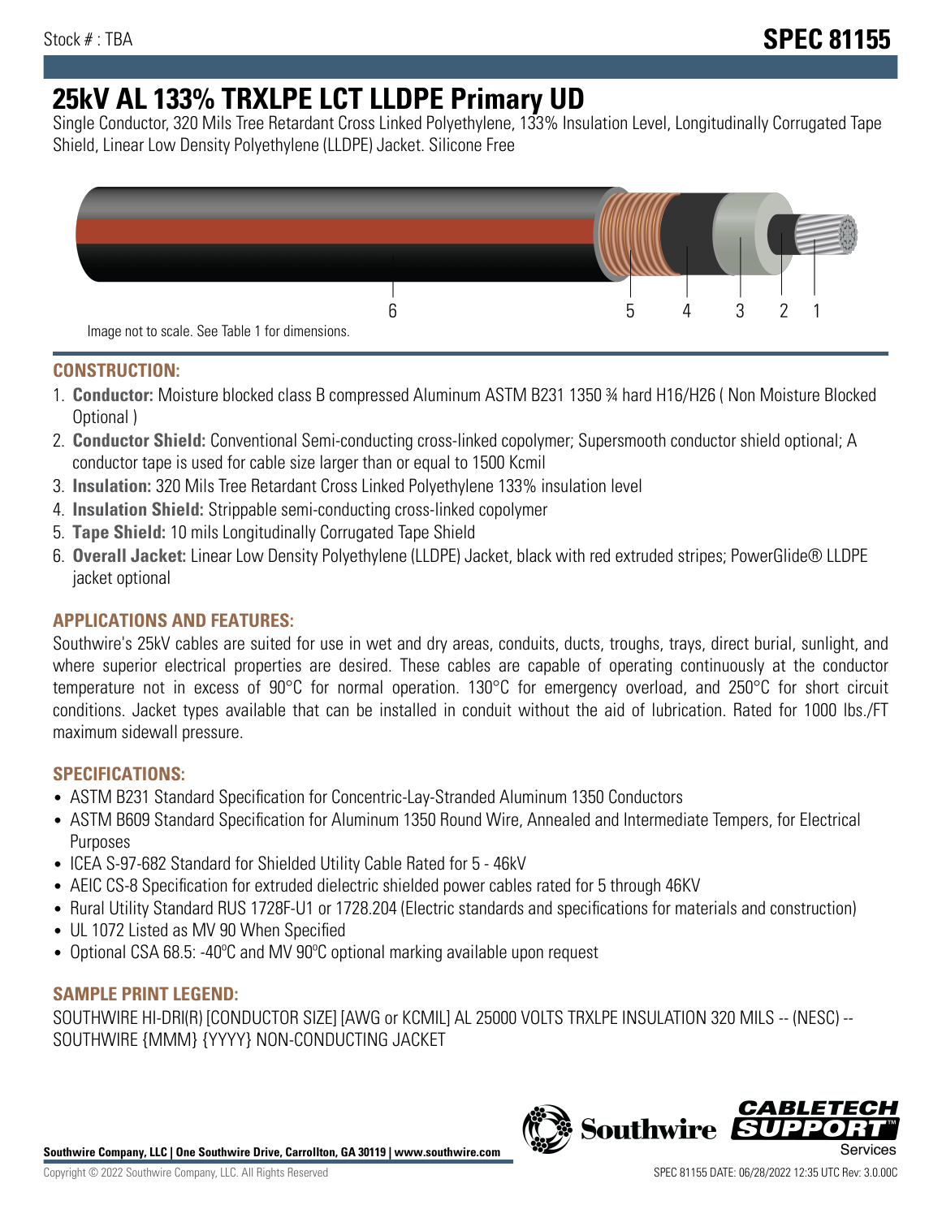Stock # : TBA

# SPEC 81155

# 25kV AL 133% TRXLPE LCT LLDPE Primary UD

Single Conductor, 320 Mils Tree Retardant Cross Linked Polyethylene, 133% Insulation Level, Longitudinally Corrugated Tape Shield, Linear Low Density Polyethylene (LLDPE) Jacket. Silicone Free

6 5 4 3 2 1

Image not to scale. See Table 1 for dimensions.

## CONSTRUCTION:

1. **Conductor:** Moisture blocked class B compressed Aluminum ASTM B231 1350 ¾ hard H16/H26 ( Non Moisture Blocked Optional )
2. **Conductor Shield:** Conventional Semi-conducting cross-linked copolymer; Supersmooth conductor shield optional; A conductor tape is used for cable size larger than or equal to 1500 Kcmil
3. **Insulation:** 320 Mils Tree Retardant Cross Linked Polyethylene 133% insulation level
4. **Insulation Shield:** Strippable semi-conducting cross-linked copolymer
5. **Tape Shield:** 10 mils Longitudinally Corrugated Tape Shield
6. **Overall Jacket:** Linear Low Density Polyethylene (LLDPE) Jacket, black with red extruded stripes; PowerGlide® LLDPE jacket optional

## APPLICATIONS AND FEATURES:

Southwire's 25kV cables are suited for use in wet and dry areas, conduits, ducts, troughs, trays, direct burial, sunlight, and where superior electrical properties are desired. These cables are capable of operating continuously at the conductor temperature not in excess of 90°C for normal operation. 130°C for emergency overload, and 250°C for short circuit conditions. Jacket types available that can be installed in conduit without the aid of lubrication. Rated for 1000 lbs./FT maximum sidewall pressure.

## SPECIFICATIONS:

- ASTM B231 Standard Specification for Concentric-Lay-Stranded Aluminum 1350 Conductors
- ASTM B609 Standard Specification for Aluminum 1350 Round Wire, Annealed and Intermediate Tempers, for Electrical Purposes
- ICEA S-97-682 Standard for Shielded Utility Cable Rated for 5 - 46kV
- AEIC CS-8 Specification for extruded dielectric shielded power cables rated for 5 through 46KV
- Rural Utility Standard RUS 1728F-U1 or 1728.204 (Electric standards and specifications for materials and construction)
- UL 1072 Listed as MV 90 When Specified
- Optional CSA 68.5: -40ºC and MV 90ºC optional marking available upon request

## SAMPLE PRINT LEGEND:

SOUTHWIRE HI-DRI(R) [CONDUCTOR SIZE] [AWG or KCMIL] AL 25000 VOLTS TRXLPE INSULATION 320 MILS -- (NESC) -- SOUTHWIRE {MMM} {YYYY} NON-CONDUCTING JACKET

**Southwire Company, LLC | One Southwire Drive, Carrollton, GA 30119 | www.southwire.com**

Copyright © 2022 Southwire Company, LLC. All Rights Reserved

SPEC 81155 DATE: 06/28/2022 12:35 UTC Rev: 3.0.00C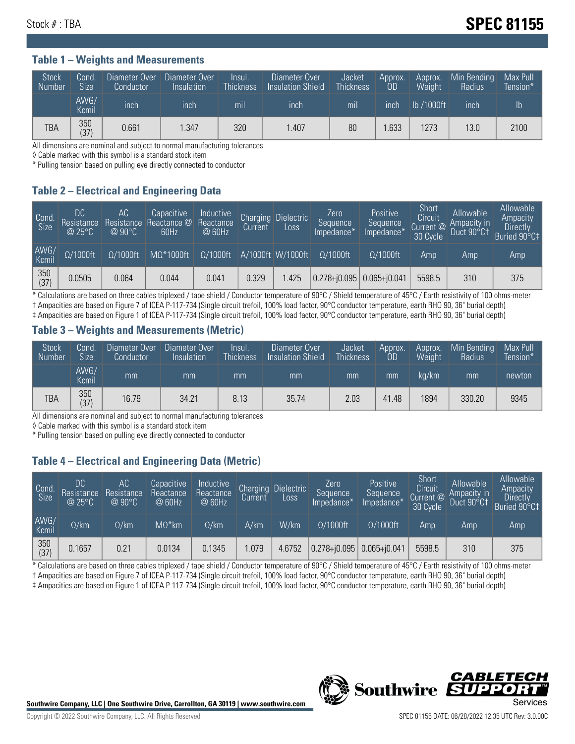Stock # : TBA

# SPEC 81155

### Table 1 – Weights and Measurements

| Stock Number | Cond. Size | Diameter Over Conductor | Diameter Over Insulation | Insul. Thickness | Diameter Over Insulation Shield | Jacket Thickness | Approx. OD | Approx. Weight | Min Bending Radius | Max Pull Tension* |
|---|---|---|---|---|---|---|---|---|---|---|
| | AWG/ Kcmil | inch | inch | mil | inch | mil | inch | lb /1000ft | inch | lb |
| TBA | 350 (37) | 0.661 | 1.347 | 320 | 1.407 | 80 | 1.633 | 1273 | 13.0 | 2100 |

All dimensions are nominal and subject to normal manufacturing tolerances

◊ Cable marked with this symbol is a standard stock item

* Pulling tension based on pulling eye directly connected to conductor

### Table 2 – Electrical and Engineering Data

| Cond. Size | DC Resistance @ 25°C | AC Resistance @ 90°C | Capacitive Reactance @ 60Hz | Inductive Reactance @ 60Hz | Charging Current | Dielectric Loss | Zero Sequence Impedance* | Positive Sequence Impedance* | Short Circuit Current @ 30 Cycle | Allowable Ampacity in Duct 90°C† | Allowable Ampacity Directly Buried 90°C‡ |
|---|---|---|---|---|---|---|---|---|---|---|---|
| AWG/ Kcmil | Ω/1000ft | Ω/1000ft | MΩ*1000ft | Ω/1000ft | A/1000ft | W/1000ft | Ω/1000ft | Ω/1000ft | Amp | Amp | Amp |
| 350 (37) | 0.0505 | 0.064 | 0.044 | 0.041 | 0.329 | 1.425 | 0.278+j0.095 | 0.065+j0.041 | 5598.5 | 310 | 375 |

* Calculations are based on three cables triplexed / tape shield / Conductor temperature of 90°C / Shield temperature of 45°C / Earth resistivity of 100 ohms-meter

† Ampacities are based on Figure 7 of ICEA P-117-734 (Single circuit trefoil, 100% load factor, 90°C conductor temperature, earth RHO 90, 36" burial depth)

‡ Ampacities are based on Figure 1 of ICEA P-117-734 (Single circuit trefoil, 100% load factor, 90°C conductor temperature, earth RHO 90, 36" burial depth)

### Table 3 – Weights and Measurements (Metric)

| Stock Number | Cond. Size | Diameter Over Conductor | Diameter Over Insulation | Insul. Thickness | Diameter Over Insulation Shield | Jacket Thickness | Approx. OD | Approx. Weight | Min Bending Radius | Max Pull Tension* |
|---|---|---|---|---|---|---|---|---|---|---|
| | AWG/ Kcmil | mm | mm | mm | mm | mm | mm | kg/km | mm | newton |
| TBA | 350 (37) | 16.79 | 34.21 | 8.13 | 35.74 | 2.03 | 41.48 | 1894 | 330.20 | 9345 |

All dimensions are nominal and subject to normal manufacturing tolerances

◊ Cable marked with this symbol is a standard stock item

* Pulling tension based on pulling eye directly connected to conductor

### Table 4 – Electrical and Engineering Data (Metric)

| Cond. Size | DC Resistance @ 25°C | AC Resistance @ 90°C | Capacitive Reactance @ 60Hz | Inductive Reactance @ 60Hz | Charging Current | Dielectric Loss | Zero Sequence Impedance* | Positive Sequence Impedance* | Short Circuit Current @ 30 Cycle | Allowable Ampacity in Duct 90°C† | Allowable Ampacity Directly Buried 90°C‡ |
|---|---|---|---|---|---|---|---|---|---|---|---|
| AWG/ Kcmil | Ω/km | Ω/km | MΩ*km | Ω/km | A/km | W/km | Ω/1000ft | Ω/1000ft | Amp | Amp | Amp |
| 350 (37) | 0.1657 | 0.21 | 0.0134 | 0.1345 | 1.079 | 4.6752 | 0.278+j0.095 | 0.065+j0.041 | 5598.5 | 310 | 375 |

* Calculations are based on three cables triplexed / tape shield / Conductor temperature of 90°C / Shield temperature of 45°C / Earth resistivity of 100 ohms-meter

† Ampacities are based on Figure 7 of ICEA P-117-734 (Single circuit trefoil, 100% load factor, 90°C conductor temperature, earth RHO 90, 36" burial depth)

‡ Ampacities are based on Figure 1 of ICEA P-117-734 (Single circuit trefoil, 100% load factor, 90°C conductor temperature, earth RHO 90, 36" burial depth)

**Southwire Company, LLC | One Southwire Drive, Carrollton, GA 30119 | www.southwire.com**

Copyright © 2022 Southwire Company, LLC. All Rights Reserved

SPEC 81155 DATE: 06/28/2022 12:35 UTC Rev: 3.0.00C